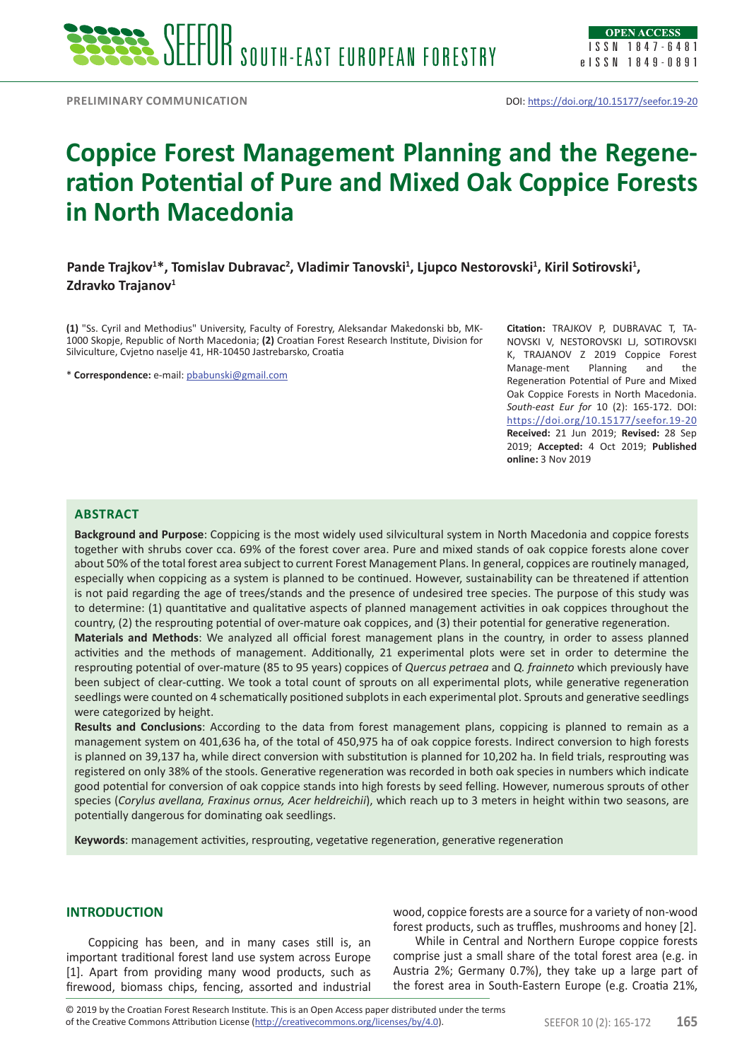PRELIMINARY COMMUNICATION

DOI: https://doi.org/10.15177/seefor.19-20

# Coppice Forest Management Planning and the Regeneration Potential of Pure and Mixed Oak Coppice Forests in North Macedonia

**Pande Trajkov[1]*, Tomislav Dubravac[2], Vladimir Tanovski[1], Ljupco Nestorovski[1], Kiril Sotirovski[1], Zdravko Trajanov[1]**

**(1)** "Ss. Cyril and Methodius" University, Faculty of Forestry, Aleksandar Makedonski bb, MK-1000 Skopje, Republic of North Macedonia; **(2)** Croatian Forest Research Institute, Division for Silviculture, Cvjetno naselje 41, HR-10450 Jastrebarsko, Croatia

\* **Correspondence:** e-mail: pbabunski@gmail.com

**Citation:** TRAJKOV P, DUBRAVAC T, TANOVSKI V, NESTOROVSKI LJ, SOTIROVSKI K, TRAJANOV Z 2019 Coppice Forest Manage-ment Planning and the Regeneration Potential of Pure and Mixed Oak Coppice Forests in North Macedonia. *South-east Eur for* 10 (2): 165-172. DOI: https://doi.org/10.15177/seefor.19-20

**Received:** 21 Jun 2019; **Revised:** 28 Sep 2019; **Accepted:** 4 Oct 2019; **Published online:** 3 Nov 2019

## ABSTRACT

**Background and Purpose**: Coppicing is the most widely used silvicultural system in North Macedonia and coppice forests together with shrubs cover cca. 69% of the forest cover area. Pure and mixed stands of oak coppice forests alone cover about 50% of the total forest area subject to current Forest Management Plans. In general, coppices are routinely managed, especially when coppicing as a system is planned to be continued. However, sustainability can be threatened if attention is not paid regarding the age of trees/stands and the presence of undesired tree species. The purpose of this study was to determine: (1) quantitative and qualitative aspects of planned management activities in oak coppices throughout the country, (2) the resprouting potential of over-mature oak coppices, and (3) their potential for generative regeneration.

**Materials and Methods**: We analyzed all official forest management plans in the country, in order to assess planned activities and the methods of management. Additionally, 21 experimental plots were set in order to determine the resprouting potential of over-mature (85 to 95 years) coppices of *Quercus petraea* and *Q. frainneto* which previously have been subject of clear-cutting. We took a total count of sprouts on all experimental plots, while generative regeneration seedlings were counted on 4 schematically positioned subplots in each experimental plot. Sprouts and generative seedlings were categorized by height.

**Results and Conclusions**: According to the data from forest management plans, coppicing is planned to remain as a management system on 401,636 ha, of the total of 450,975 ha of oak coppice forests. Indirect conversion to high forests is planned on 39,137 ha, while direct conversion with substitution is planned for 10,202 ha. In field trials, resprouting was registered on only 38% of the stools. Generative regeneration was recorded in both oak species in numbers which indicate good potential for conversion of oak coppice stands into high forests by seed felling. However, numerous sprouts of other species (*Corylus avellana, Fraxinus ornus, Acer heldreichii*), which reach up to 3 meters in height within two seasons, are potentially dangerous for dominating oak seedlings.

**Keywords**: management activities, resprouting, vegetative regeneration, generative regeneration

## INTRODUCTION

Coppicing has been, and in many cases still is, an important traditional forest land use system across Europe [1]. Apart from providing many wood products, such as firewood, biomass chips, fencing, assorted and industrial wood, coppice forests are a source for a variety of non-wood forest products, such as truffles, mushrooms and honey [2].

While in Central and Northern Europe coppice forests comprise just a small share of the total forest area (e.g. in Austria 2%; Germany 0.7%), they take up a large part of the forest area in South-Eastern Europe (e.g. Croatia 21%,

© 2019 by the Croatian Forest Research Institute. This is an Open Access paper distributed under the terms of the Creative Commons Attribution License (http://creativecommons.org/licenses/by/4.0).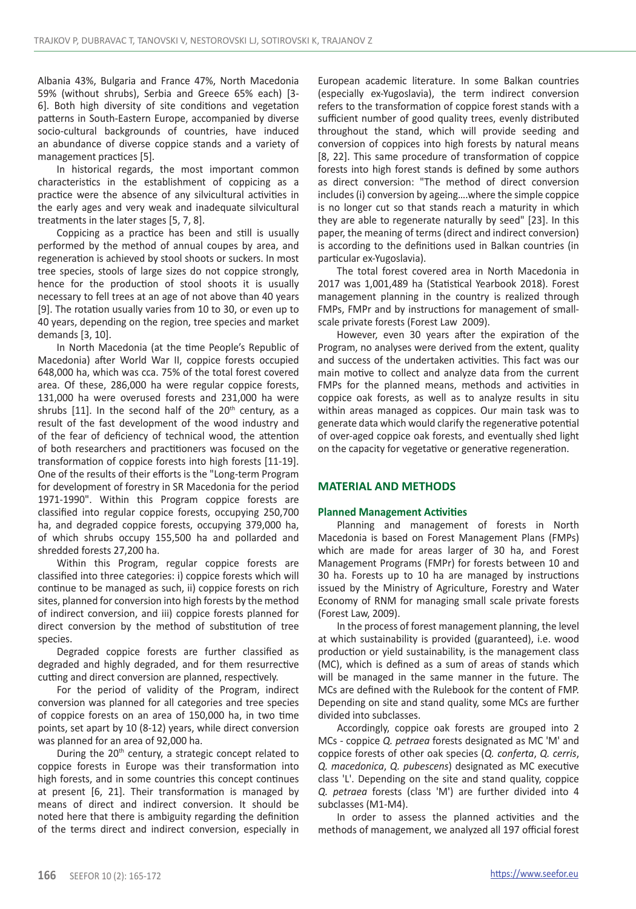Albania 43%, Bulgaria and France 47%, North Macedonia 59% (without shrubs), Serbia and Greece 65% each) [3-6]. Both high diversity of site conditions and vegetation patterns in South-Eastern Europe, accompanied by diverse socio-cultural backgrounds of countries, have induced an abundance of diverse coppice stands and a variety of management practices [5].

In historical regards, the most important common characteristics in the establishment of coppicing as a practice were the absence of any silvicultural activities in the early ages and very weak and inadequate silvicultural treatments in the later stages [5, 7, 8].

Coppicing as a practice has been and still is usually performed by the method of annual coupes by area, and regeneration is achieved by stool shoots or suckers. In most tree species, stools of large sizes do not coppice strongly, hence for the production of stool shoots it is usually necessary to fell trees at an age of not above than 40 years [9]. The rotation usually varies from 10 to 30, or even up to 40 years, depending on the region, tree species and market demands [3, 10].

In North Macedonia (at the time People's Republic of Macedonia) after World War II, coppice forests occupied 648,000 ha, which was cca. 75% of the total forest covered area. Of these, 286,000 ha were regular coppice forests, 131,000 ha were overused forests and 231,000 ha were shrubs [11]. In the second half of the 20th century, as a result of the fast development of the wood industry and of the fear of deficiency of technical wood, the attention of both researchers and practitioners was focused on the transformation of coppice forests into high forests [11-19]. One of the results of their efforts is the "Long-term Program for development of forestry in SR Macedonia for the period 1971-1990". Within this Program coppice forests are classified into regular coppice forests, occupying 250,700 ha, and degraded coppice forests, occupying 379,000 ha, of which shrubs occupy 155,500 ha and pollarded and shredded forests 27,200 ha.

Within this Program, regular coppice forests are classified into three categories: i) coppice forests which will continue to be managed as such, ii) coppice forests on rich sites, planned for conversion into high forests by the method of indirect conversion, and iii) coppice forests planned for direct conversion by the method of substitution of tree species.

Degraded coppice forests are further classified as degraded and highly degraded, and for them resurrective cutting and direct conversion are planned, respectively.

For the period of validity of the Program, indirect conversion was planned for all categories and tree species of coppice forests on an area of 150,000 ha, in two time points, set apart by 10 (8-12) years, while direct conversion was planned for an area of 92,000 ha.

During the 20th century, a strategic concept related to coppice forests in Europe was their transformation into high forests, and in some countries this concept continues at present [6, 21]. Their transformation is managed by means of direct and indirect conversion. It should be noted here that there is ambiguity regarding the definition of the terms direct and indirect conversion, especially in European academic literature. In some Balkan countries (especially ex-Yugoslavia), the term indirect conversion refers to the transformation of coppice forest stands with a sufficient number of good quality trees, evenly distributed throughout the stand, which will provide seeding and conversion of coppices into high forests by natural means [8, 22]. This same procedure of transformation of coppice forests into high forest stands is defined by some authors as direct conversion: "The method of direct conversion includes (i) conversion by ageing….where the simple coppice is no longer cut so that stands reach a maturity in which they are able to regenerate naturally by seed" [23]. In this paper, the meaning of terms (direct and indirect conversion) is according to the definitions used in Balkan countries (in particular ex-Yugoslavia).

The total forest covered area in North Macedonia in 2017 was 1,001,489 ha (Statistical Yearbook 2018). Forest management planning in the country is realized through FMPs, FMPr and by instructions for management of small-scale private forests (Forest Law 2009).

However, even 30 years after the expiration of the Program, no analyses were derived from the extent, quality and success of the undertaken activities. This fact was our main motive to collect and analyze data from the current FMPs for the planned means, methods and activities in coppice oak forests, as well as to analyze results in situ within areas managed as coppices. Our main task was to generate data which would clarify the regenerative potential of over-aged coppice oak forests, and eventually shed light on the capacity for vegetative or generative regeneration.

## MATERIAL AND METHODS

### Planned Management Activities

Planning and management of forests in North Macedonia is based on Forest Management Plans (FMPs) which are made for areas larger of 30 ha, and Forest Management Programs (FMPr) for forests between 10 and 30 ha. Forests up to 10 ha are managed by instructions issued by the Ministry of Agriculture, Forestry and Water Economy of RNM for managing small scale private forests (Forest Law, 2009).

In the process of forest management planning, the level at which sustainability is provided (guaranteed), i.e. wood production or yield sustainability, is the management class (MC), which is defined as a sum of areas of stands which will be managed in the same manner in the future. The MCs are defined with the Rulebook for the content of FMP. Depending on site and stand quality, some MCs are further divided into subclasses.

Accordingly, coppice oak forests are grouped into 2 MCs - coppice *Q. petraea* forests designated as MC 'M' and coppice forests of other oak species (*Q. conferta*, *Q. cerris*, *Q. macedonica*, *Q. pubescens*) designated as MC executive class 'L'. Depending on the site and stand quality, coppice *Q. petraea* forests (class 'M') are further divided into 4 subclasses (M1-M4).

In order to assess the planned activities and the methods of management, we analyzed all 197 official forest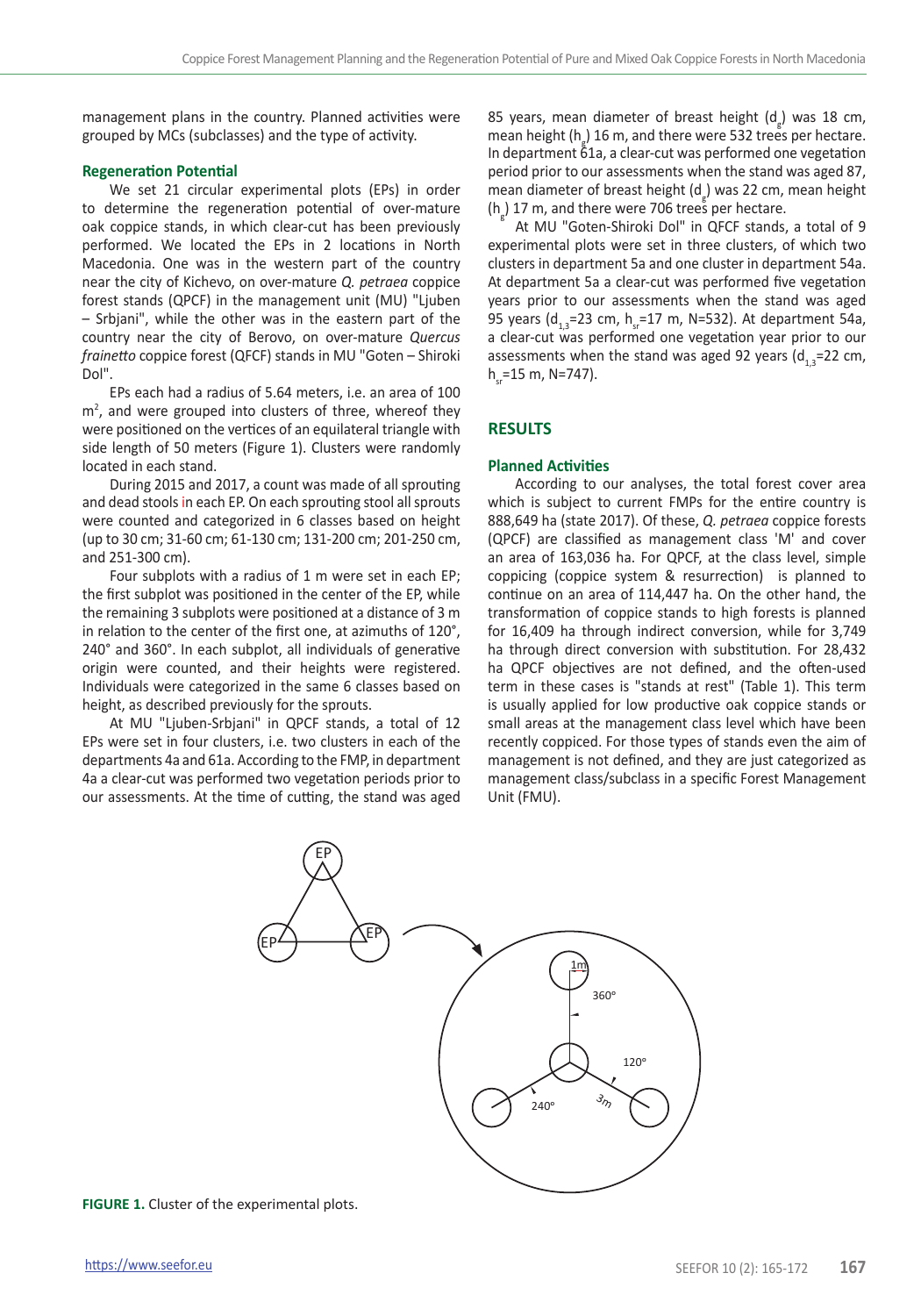management plans in the country. Planned activities were grouped by MCs (subclasses) and the type of activity.

### Regeneration Potential

We set 21 circular experimental plots (EPs) in order to determine the regeneration potential of over-mature oak coppice stands, in which clear-cut has been previously performed. We located the EPs in 2 locations in North Macedonia. One was in the western part of the country near the city of Kichevo, on over-mature *Q. petraea* coppice forest stands (QPCF) in the management unit (MU) "Ljuben – Srbjani", while the other was in the eastern part of the country near the city of Berovo, on over-mature *Quercus frainetto* coppice forest (QFCF) stands in MU "Goten – Shiroki Dol".

EPs each had a radius of 5.64 meters, i.e. an area of 100 $m^2$, and were grouped into clusters of three, whereof they were positioned on the vertices of an equilateral triangle with side length of 50 meters (Figure 1). Clusters were randomly located in each stand.

During 2015 and 2017, a count was made of all sprouting and dead stools in each EP. On each sprouting stool all sprouts were counted and categorized in 6 classes based on height (up to 30 cm; 31-60 cm; 61-130 cm; 131-200 cm; 201-250 cm, and 251-300 cm).

Four subplots with a radius of 1 m were set in each EP; the first subplot was positioned in the center of the EP, while the remaining 3 subplots were positioned at a distance of 3 m in relation to the center of the first one, at azimuths of 120°, 240° and 360°. In each subplot, all individuals of generative origin were counted, and their heights were registered. Individuals were categorized in the same 6 classes based on height, as described previously for the sprouts.

At MU "Ljuben-Srbjani" in QPCF stands, a total of 12 EPs were set in four clusters, i.e. two clusters in each of the departments 4a and 61a. According to the FMP, in department 4a a clear-cut was performed two vegetation periods prior to our assessments. At the time of cutting, the stand was aged 85 years, mean diameter of breast height ($d_g$) was 18 cm, mean height ($h_g$) 16 m, and there were 532 trees per hectare. In department 61a, a clear-cut was performed one vegetation period prior to our assessments when the stand was aged 87, mean diameter of breast height ($d_g$) was 22 cm, mean height ($h_g$) 17 m, and there were 706 trees per hectare.

At MU "Goten-Shiroki Dol" in QFCF stands, a total of 9 experimental plots were set in three clusters, of which two clusters in department 5a and one cluster in department 54a. At department 5a a clear-cut was performed five vegetation years prior to our assessments when the stand was aged 95 years ($d_{1,3}$=23 cm, $h_{sr}$=17 m, N=532). At department 54a, a clear-cut was performed one vegetation year prior to our assessments when the stand was aged 92 years ($d_{1,3}$=22 cm, $h_{sr}$=15 m, N=747).

## RESULTS

### Planned Activities

According to our analyses, the total forest cover area which is subject to current FMPs for the entire country is 888,649 ha (state 2017). Of these, *Q. petraea* coppice forests (QPCF) are classified as management class 'M' and cover an area of 163,036 ha. For QPCF, at the class level, simple coppicing (coppice system & resurrection) is planned to continue on an area of 114,447 ha. On the other hand, the transformation of coppice stands to high forests is planned for 16,409 ha through indirect conversion, while for 3,749 ha through direct conversion with substitution. For 28,432 ha QPCF objectives are not defined, and the often-used term in these cases is "stands at rest" (Table 1). This term is usually applied for low productive oak coppice stands or small areas at the management class level which have been recently coppiced. For those types of stands even the aim of management is not defined, and they are just categorized as management class/subclass in a specific Forest Management Unit (FMU).

**FIGURE 1.** Cluster of the experimental plots.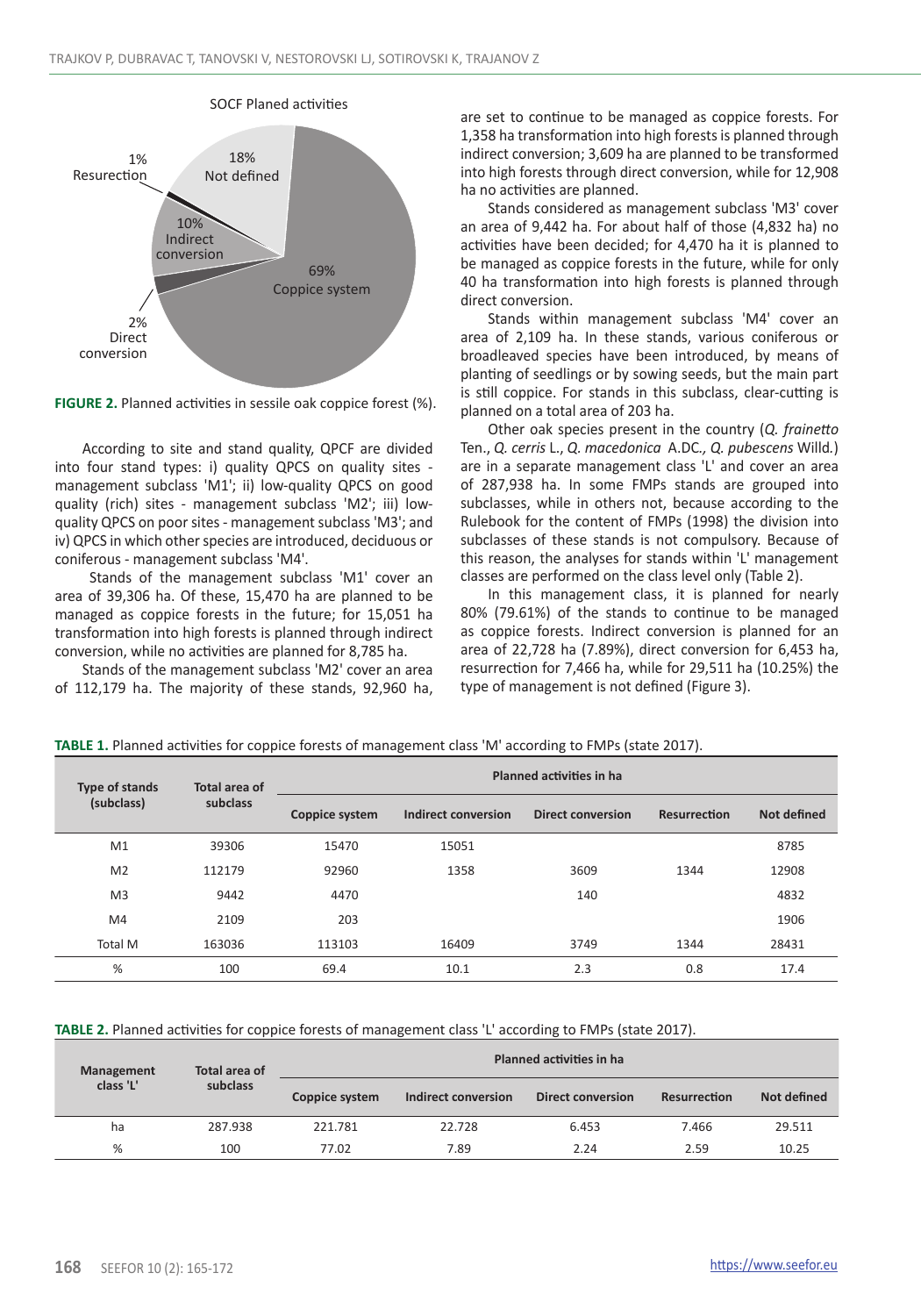**FIGURE 2.** Planned activities in sessile oak coppice forest (%).

According to site and stand quality, QPCF are divided into four stand types: i) quality QPCS on quality sites - management subclass 'M1'; ii) low-quality QPCS on good quality (rich) sites - management subclass 'M2'; iii) low-quality QPCS on poor sites - management subclass 'M3'; and iv) QPCS in which other species are introduced, deciduous or coniferous - management subclass 'M4'.

Stands of the management subclass 'M1' cover an area of 39,306 ha. Of these, 15,470 ha are planned to be managed as coppice forests in the future; for 15,051 ha transformation into high forests is planned through indirect conversion, while no activities are planned for 8,785 ha.

Stands of the management subclass 'M2' cover an area of 112,179 ha. The majority of these stands, 92,960 ha, are set to continue to be managed as coppice forests. For 1,358 ha transformation into high forests is planned through indirect conversion; 3,609 ha are planned to be transformed into high forests through direct conversion, while for 12,908 ha no activities are planned.

Stands considered as management subclass 'M3' cover an area of 9,442 ha. For about half of those (4,832 ha) no activities have been decided; for 4,470 ha it is planned to be managed as coppice forests in the future, while for only 40 ha transformation into high forests is planned through direct conversion.

Stands within management subclass 'M4' cover an area of 2,109 ha. In these stands, various coniferous or broadleaved species have been introduced, by means of planting of seedlings or by sowing seeds, but the main part is still coppice. For stands in this subclass, clear-cutting is planned on a total area of 203 ha.

Other oak species present in the country (*Q. frainetto* Ten., *Q. cerris* L., *Q. macedonica* A.DC., *Q. pubescens* Willd.) are in a separate management class 'L' and cover an area of 287,938 ha. In some FMPs stands are grouped into subclasses, while in others not, because according to the Rulebook for the content of FMPs (1998) the division into subclasses of these stands is not compulsory. Because of this reason, the analyses for stands within 'L' management classes are performed on the class level only (Table 2).

In this management class, it is planned for nearly 80% (79.61%) of the stands to continue to be managed as coppice forests. Indirect conversion is planned for an area of 22,728 ha (7.89%), direct conversion for 6,453 ha, resurrection for 7,466 ha, while for 29,511 ha (10.25%) the type of management is not defined (Figure 3).

**TABLE 1.** Planned activities for coppice forests of management class 'M' according to FMPs (state 2017).

| Type of stands (subclass) | Total area of subclass | Planned activities in ha | | | | |
|---|---|---|---|---|---|---|
| | | Coppice system | Indirect conversion | Direct conversion | Resurrection | Not defined |
| M1 | 39306 | 15470 | 15051 | | | 8785 |
| M2 | 112179 | 92960 | 1358 | 3609 | 1344 | 12908 |
| M3 | 9442 | 4470 | | 140 | | 4832 |
| M4 | 2109 | 203 | | | | 1906 |
| Total M | 163036 | 113103 | 16409 | 3749 | 1344 | 28431 |
| % | 100 | 69.4 | 10.1 | 2.3 | 0.8 | 17.4 |

**TABLE 2.** Planned activities for coppice forests of management class 'L' according to FMPs (state 2017).

| Management class 'L' | Total area of subclass | Planned activities in ha | | | | |
|---|---|---|---|---|---|---|
| | | Coppice system | Indirect conversion | Direct conversion | Resurrection | Not defined |
| ha | 287.938 | 221.781 | 22.728 | 6.453 | 7.466 | 29.511 |
| % | 100 | 77.02 | 7.89 | 2.24 | 2.59 | 10.25 |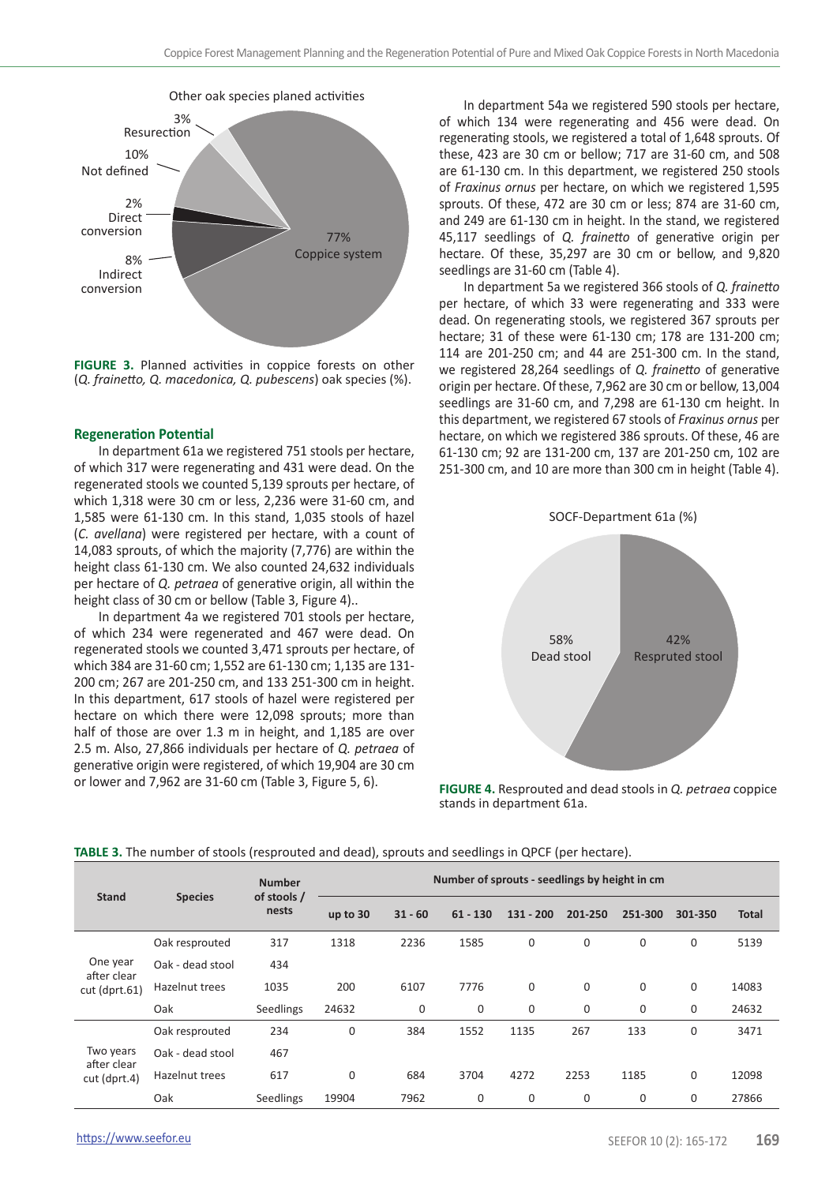Other oak species planed activities

3% Resurection
10% Not defined
2% Direct conversion
8% Indirect conversion
77% Coppice system

**FIGURE 3.** Planned activities in coppice forests on other (*Q. frainetto, Q. macedonica, Q. pubescens*) oak species (%).

### Regeneration Potential

In department 61a we registered 751 stools per hectare, of which 317 were regenerating and 431 were dead. On the regenerated stools we counted 5,139 sprouts per hectare, of which 1,318 were 30 cm or less, 2,236 were 31-60 cm, and 1,585 were 61-130 cm. In this stand, 1,035 stools of hazel (*C. avellana*) were registered per hectare, with a count of 14,083 sprouts, of which the majority (7,776) are within the height class 61-130 cm. We also counted 24,632 individuals per hectare of *Q. petraea* of generative origin, all within the height class of 30 cm or bellow (Table 3, Figure 4)..

In department 4a we registered 701 stools per hectare, of which 234 were regenerated and 467 were dead. On regenerated stools we counted 3,471 sprouts per hectare, of which 384 are 31-60 cm; 1,552 are 61-130 cm; 1,135 are 131-200 cm; 267 are 201-250 cm, and 133 251-300 cm in height. In this department, 617 stools of hazel were registered per hectare on which there were 12,098 sprouts; more than half of those are over 1.3 m in height, and 1,185 are over 2.5 m. Also, 27,866 individuals per hectare of *Q. petraea* of generative origin were registered, of which 19,904 are 30 cm or lower and 7,962 are 31-60 cm (Table 3, Figure 5, 6).

In department 54a we registered 590 stools per hectare, of which 134 were regenerating and 456 were dead. On regenerating stools, we registered a total of 1,648 sprouts. Of these, 423 are 30 cm or bellow; 717 are 31-60 cm, and 508 are 61-130 cm. In this department, we registered 250 stools of *Fraxinus ornus* per hectare, on which we registered 1,595 sprouts. Of these, 472 are 30 cm or less; 874 are 31-60 cm, and 249 are 61-130 cm in height. In the stand, we registered 45,117 seedlings of *Q. frainetto* of generative origin per hectare. Of these, 35,297 are 30 cm or bellow, and 9,820 seedlings are 31-60 cm (Table 4).

In department 5a we registered 366 stools of *Q. frainetto* per hectare, of which 33 were regenerating and 333 were dead. On regenerating stools, we registered 367 sprouts per hectare; 31 of these were 61-130 cm; 178 are 131-200 cm; 114 are 201-250 cm; and 44 are 251-300 cm. In the stand, we registered 28,264 seedlings of *Q. frainetto* of generative origin per hectare. Of these, 7,962 are 30 cm or bellow, 13,004 seedlings are 31-60 cm, and 7,298 are 61-130 cm height. In this department, we registered 67 stools of *Fraxinus ornus* per hectare, on which we registered 386 sprouts. Of these, 46 are 61-130 cm; 92 are 131-200 cm, 137 are 201-250 cm, 102 are 251-300 cm, and 10 are more than 300 cm in height (Table 4).

SOCF-Department 61a (%)

58% Dead stool
42% Resprouted stool

**FIGURE 4.** Resprouted and dead stools in *Q. petraea* coppice stands in department 61a.

**TABLE 3.** The number of stools (resprouted and dead), sprouts and seedlings in QPCF (per hectare).

| Stand | Species | Number of stools / nests | Number of sprouts - seedlings by height in cm | | | | | | | |
|---|---|---|---|---|---|---|---|---|---|---|
| | | | up to 30 | 31 - 60 | 61 - 130 | 131 - 200 | 201-250 | 251-300 | 301-350 | Total |
| One year after clear cut (dprt.61) | Oak resprouted | 317 | 1318 | 2236 | 1585 | 0 | 0 | 0 | 0 | 5139 |
| | Oak - dead stool | 434 | | | | | | | | |
| | Hazelnut trees | 1035 | 200 | 6107 | 7776 | 0 | 0 | 0 | 0 | 14083 |
| | Oak | Seedlings | 24632 | 0 | 0 | 0 | 0 | 0 | 0 | 24632 |
| Two years after clear cut (dprt.4) | Oak resprouted | 234 | 0 | 384 | 1552 | 1135 | 267 | 133 | 0 | 3471 |
| | Oak - dead stool | 467 | | | | | | | | |
| | Hazelnut trees | 617 | 0 | 684 | 3704 | 4272 | 2253 | 1185 | 0 | 12098 |
| | Oak | Seedlings | 19904 | 7962 | 0 | 0 | 0 | 0 | 0 | 27866 |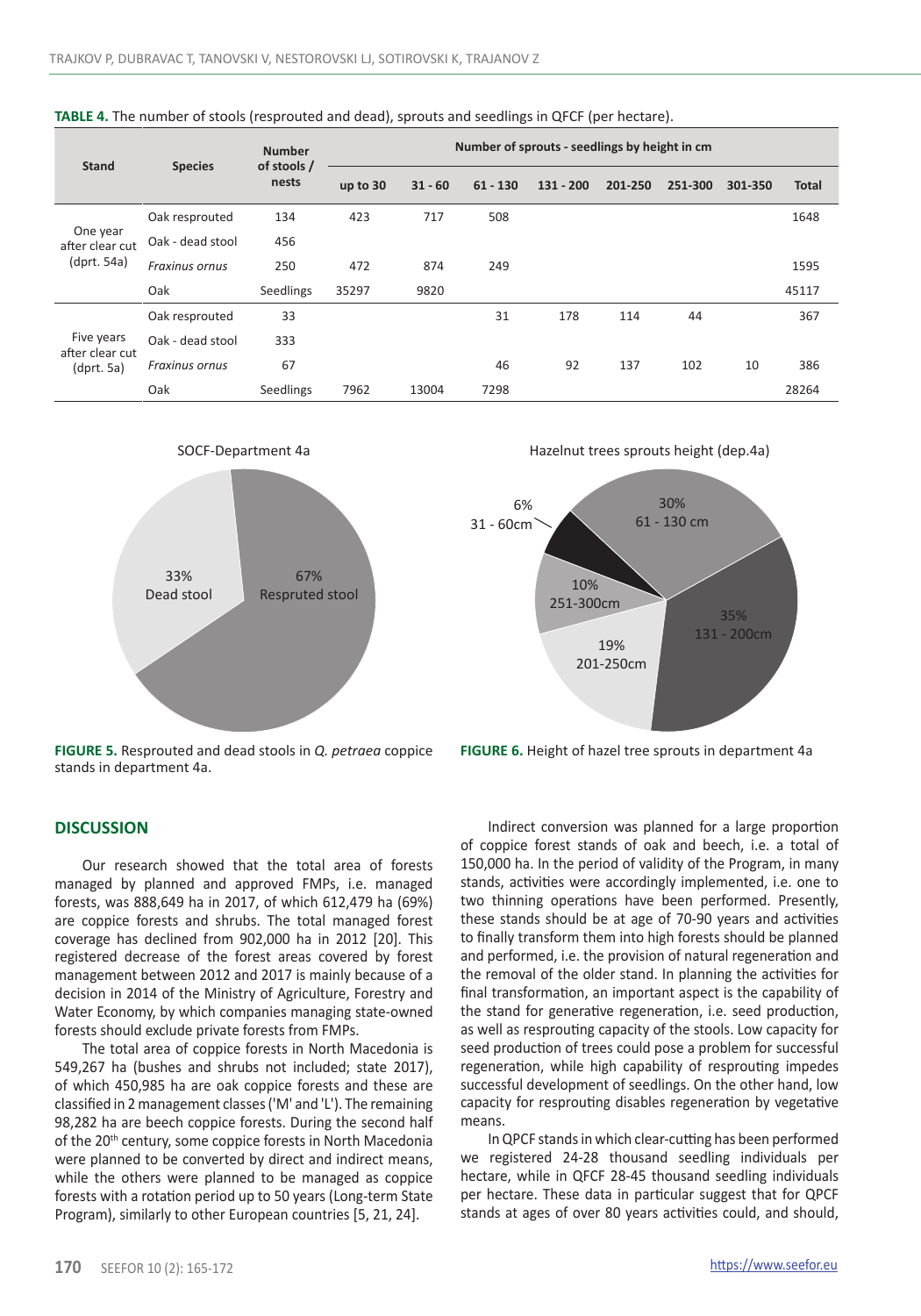**TABLE 4.** The number of stools (resprouted and dead), sprouts and seedlings in QFCF (per hectare).

| Stand | Species | Number of stools / nests | Number of sprouts - seedlings by height in cm | | | | | | | |
|---|---|---|---|---|---|---|---|---|---|---|
| | | | up to 30 | 31 - 60 | 61 - 130 | 131 - 200 | 201-250 | 251-300 | 301-350 | Total |
| One year after clear cut (dprt. 54a) | Oak resprouted | 134 | 423 | 717 | 508 | | | | | 1648 |
| | Oak - dead stool | 456 | | | | | | | | |
| | *Fraxinus ornus* | 250 | 472 | 874 | 249 | | | | | 1595 |
| | Oak | Seedlings | 35297 | 9820 | | | | | | 45117 |
| Five years after clear cut (dprt. 5a) | Oak resprouted | 33 | | | 31 | 178 | 114 | 44 | | 367 |
| | Oak - dead stool | 333 | | | | | | | | |
| | *Fraxinus ornus* | 67 | | | 46 | 92 | 137 | 102 | 10 | 386 |
| | Oak | Seedlings | 7962 | 13004 | 7298 | | | | | 28264 |

**FIGURE 5.** Resprouted and dead stools in *Q. petraea* coppice stands in department 4a.

**FIGURE 6.** Height of hazel tree sprouts in department 4a

## DISCUSSION

Our research showed that the total area of forests managed by planned and approved FMPs, i.e. managed forests, was 888,649 ha in 2017, of which 612,479 ha (69%) are coppice forests and shrubs. The total managed forest coverage has declined from 902,000 ha in 2012 [20]. This registered decrease of the forest areas covered by forest management between 2012 and 2017 is mainly because of a decision in 2014 of the Ministry of Agriculture, Forestry and Water Economy, by which companies managing state-owned forests should exclude private forests from FMPs.

The total area of coppice forests in North Macedonia is 549,267 ha (bushes and shrubs not included; state 2017), of which 450,985 ha are oak coppice forests and these are classified in 2 management classes ('M' and 'L'). The remaining 98,282 ha are beech coppice forests. During the second half of the 20th century, some coppice forests in North Macedonia were planned to be converted by direct and indirect means, while the others were planned to be managed as coppice forests with a rotation period up to 50 years (Long-term State Program), similarly to other European countries [5, 21, 24].

Indirect conversion was planned for a large proportion of coppice forest stands of oak and beech, i.e. a total of 150,000 ha. In the period of validity of the Program, in many stands, activities were accordingly implemented, i.e. one to two thinning operations have been performed. Presently, these stands should be at age of 70-90 years and activities to finally transform them into high forests should be planned and performed, i.e. the provision of natural regeneration and the removal of the older stand. In planning the activities for final transformation, an important aspect is the capability of the stand for generative regeneration, i.e. seed production, as well as resprouting capacity of the stools. Low capacity for seed production of trees could pose a problem for successful regeneration, while high capability of resprouting impedes successful development of seedlings. On the other hand, low capacity for resprouting disables regeneration by vegetative means.

In QPCF stands in which clear-cutting has been performed we registered 24-28 thousand seedling individuals per hectare, while in QFCF 28-45 thousand seedling individuals per hectare. These data in particular suggest that for QPCF stands at ages of over 80 years activities could, and should,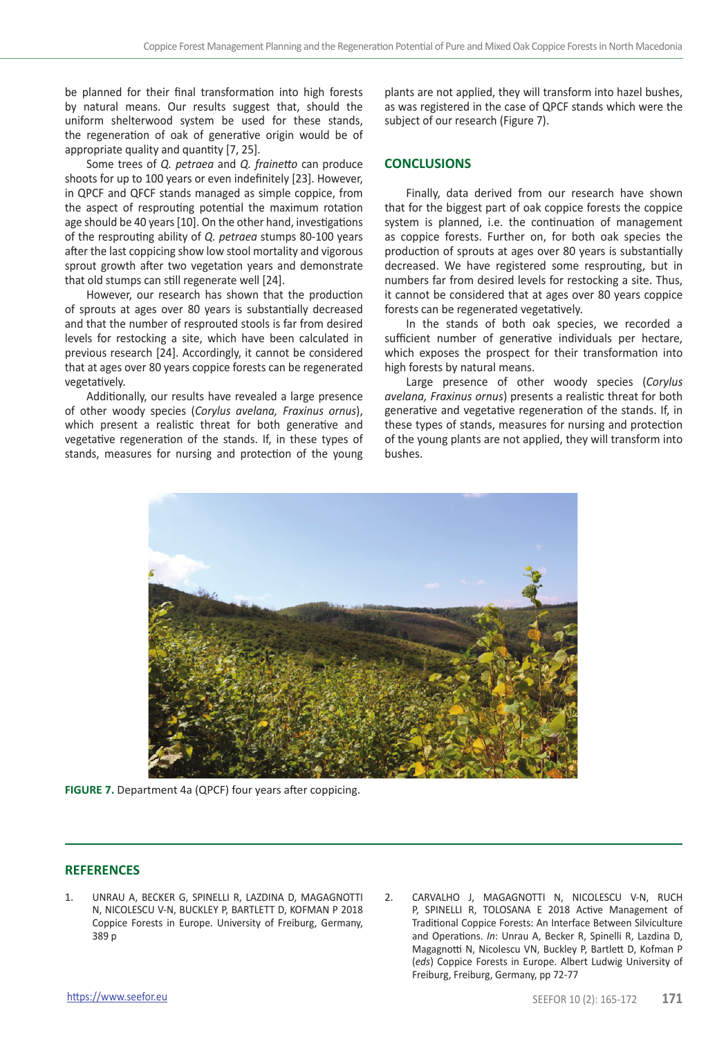be planned for their final transformation into high forests by natural means. Our results suggest that, should the uniform shelterwood system be used for these stands, the regeneration of oak of generative origin would be of appropriate quality and quantity [7, 25].

Some trees of *Q. petraea* and *Q. frainetto* can produce shoots for up to 100 years or even indefinitely [23]. However, in QPCF and QFCF stands managed as simple coppice, from the aspect of resprouting potential the maximum rotation age should be 40 years [10]. On the other hand, investigations of the resprouting ability of *Q. petraea* stumps 80-100 years after the last coppicing show low stool mortality and vigorous sprout growth after two vegetation years and demonstrate that old stumps can still regenerate well [24].

However, our research has shown that the production of sprouts at ages over 80 years is substantially decreased and that the number of resprouted stools is far from desired levels for restocking a site, which have been calculated in previous research [24]. Accordingly, it cannot be considered that at ages over 80 years coppice forests can be regenerated vegetatively.

Additionally, our results have revealed a large presence of other woody species (*Corylus avelana, Fraxinus ornus*), which present a realistic threat for both generative and vegetative regeneration of the stands. If, in these types of stands, measures for nursing and protection of the young plants are not applied, they will transform into hazel bushes, as was registered in the case of QPCF stands which were the subject of our research (Figure 7).

## CONCLUSIONS

Finally, data derived from our research have shown that for the biggest part of oak coppice forests the coppice system is planned, i.e. the continuation of management as coppice forests. Further on, for both oak species the production of sprouts at ages over 80 years is substantially decreased. We have registered some resprouting, but in numbers far from desired levels for restocking a site. Thus, it cannot be considered that at ages over 80 years coppice forests can be regenerated vegetatively.

In the stands of both oak species, we recorded a sufficient number of generative individuals per hectare, which exposes the prospect for their transformation into high forests by natural means.

Large presence of other woody species (*Corylus avelana, Fraxinus ornus*) presents a realistic threat for both generative and vegetative regeneration of the stands. If, in these types of stands, measures for nursing and protection of the young plants are not applied, they will transform into bushes.

**FIGURE 7.** Department 4a (QPCF) four years after coppicing.

## REFERENCES

1. UNRAU A, BECKER G, SPINELLI R, LAZDINA D, MAGAGNOTTI N, NICOLESCU V-N, BUCKLEY P, BARTLETT D, KOFMAN P 2018 Coppice Forests in Europe. University of Freiburg, Germany, 389 p
2. CARVALHO J, MAGAGNOTTI N, NICOLESCU V-N, RUCH P, SPINELLI R, TOLOSANA E 2018 Active Management of Traditional Coppice Forests: An Interface Between Silviculture and Operations. *In*: Unrau A, Becker R, Spinelli R, Lazdina D, Magagnotti N, Nicolescu VN, Buckley P, Bartlett D, Kofman P (*eds*) Coppice Forests in Europe. Albert Ludwig University of Freiburg, Freiburg, Germany, pp 72-77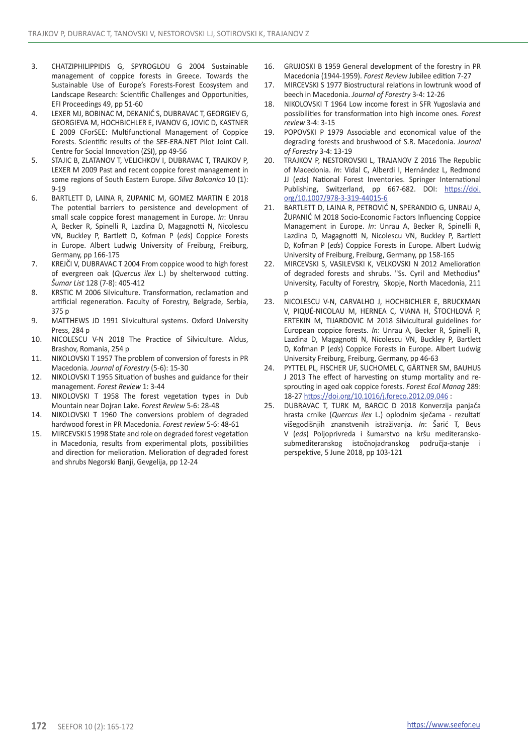3. CHATZIPHILIPPIDIS G, SPYROGLOU G 2004 Sustainable management of coppice forests in Greece. Towards the Sustainable Use of Europe's Forests-Forest Ecosystem and Landscape Research: Scientific Challenges and Opportunities, EFI Proceedings 49, pp 51-60
4. LEXER MJ, BOBINAC M, DEKANIĆ S, DUBRAVAC T, GEORGIEV G, GEORGIEVA M, HOCHBICHLER E, IVANOV G, JOVIC D, KASTNER E 2009 CForSEE: Multifunctional Management of Coppice Forests. Scientific results of the SEE-ERA.NET Pilot Joint Call. Centre for Social Innovation (ZSI), pp 49-56
5. STAJIC B, ZLATANOV T, VELICHKOV I, DUBRAVAC T, TRAJKOV P, LEXER M 2009 Past and recent coppice forest management in some regions of South Eastern Europe. *Silva Balcanica* 10 (1): 9-19
6. BARTLETT D, LAINA R, ZUPANIC M, GOMEZ MARTIN E 2018 The potential barriers to persistence and development of small scale coppice forest management in Europe. *In*: Unrau A, Becker R, Spinelli R, Lazdina D, Magagnotti N, Nicolescu VN, Buckley P, Bartlett D, Kofman P (*eds*) Coppice Forests in Europe. Albert Ludwig University of Freiburg, Freiburg, Germany, pp 166-175
7. KREJČI V, DUBRAVAC T 2004 From coppice wood to high forest of evergreen oak (*Quercus ilex* L.) by shelterwood cutting. *Šumar List* 128 (7-8): 405-412
8. KRSTIC M 2006 Silviculture. Transformation, reclamation and artificial regeneration. Faculty of Forestry, Belgrade, Serbia, 375 p
9. MATTHEWS JD 1991 Silvicultural systems. Oxford University Press, 284 p
10. NICOLESCU V-N 2018 The Practice of Silviculture. Aldus, Brashov, Romania, 254 p
11. NIKOLOVSKI T 1957 The problem of conversion of forests in PR Macedonia. *Journal of Forestry* (5-6): 15-30
12. NIKOLOVSKI T 1955 Situation of bushes and guidance for their management. *Forest Review* 1: 3-44
13. NIKOLOVSKI T 1958 The forest vegetation types in Dub Mountain near Dojran Lake. *Forest Review* 5-6: 28-48
14. NIKOLOVSKI T 1960 The conversions problem of degraded hardwood forest in PR Macedonia. *Forest review* 5-6: 48-61
15. MIRCEVSKI S 1998 State and role on degraded forest vegetation in Macedonia, results from experimental plots, possibilities and direction for melioration. Melioration of degraded forest and shrubs Negorski Banji, Gevgelija, pp 12-24
16. GRUJOSKI B 1959 General development of the forestry in PR Macedonia (1944-1959). *Forest Review* Jubilee edition 7-27
17. MIRCEVSKI S 1977 Biostructural relations in lowtrunk wood of beech in Macedonia. *Journal of Forestry* 3-4: 12-26
18. NIKOLOVSKI T 1964 Low income forest in SFR Yugoslavia and possibilities for transformation into high income ones. *Forest review* 3-4: 3-15
19. POPOVSKI P 1979 Associable and economical value of the degrading forests and brushwood of S.R. Macedonia. *Journal of Forestry* 3-4: 13-19
20. TRAJKOV P, NESTOROVSKI L, TRAJANOV Z 2016 The Republic of Macedonia. *In*: Vidal C, Alberdi I, Hernández L, Redmond JJ (*eds*) National Forest Inventories. Springer International Publishing, Switzerland, pp 667-682. DOI: https://doi.org/10.1007/978-3-319-44015-6
21. BARTLETT D, LAINA R, PETROVIĆ N, SPERANDIO G, UNRAU A, ŽUPANIĆ M 2018 Socio-Economic Factors Influencing Coppice Management in Europe. *In*: Unrau A, Becker R, Spinelli R, Lazdina D, Magagnotti N, Nicolescu VN, Buckley P, Bartlett D, Kofman P (*eds*) Coppice Forests in Europe. Albert Ludwig University of Freiburg, Freiburg, Germany, pp 158-165
22. MIRCEVSKI S, VASILEVSKI K, VELKOVSKI N 2012 Amelioration of degraded forests and shrubs. "Ss. Cyril and Methodius" University, Faculty of Forestry, Skopje, North Macedonia, 211 p
23. NICOLESCU V-N, CARVALHO J, HOCHBICHLER E, BRUCKMAN V, PIQUÉ-NICOLAU M, HERNEA C, VIANA H, ŠTOCHLOVÁ P, ERTEKIN M, TIJARDOVIC M 2018 Silvicultural guidelines for European coppice forests. *In*: Unrau A, Becker R, Spinelli R, Lazdina D, Magagnotti N, Nicolescu VN, Buckley P, Bartlett D, Kofman P (*eds*) Coppice Forests in Europe. Albert Ludwig University Freiburg, Freiburg, Germany, pp 46-63
24. PYTTEL PL, FISCHER UF, SUCHOMEL C, GÄRTNER SM, BAUHUS J 2013 The effect of harvesting on stump mortality and re-sprouting in aged oak coppice forests. *Forest Ecol Manag* 289: 18-27 https://doi.org/10.1016/j.foreco.2012.09.046 :
25. DUBRAVAC T, TURK M, BARCIC D 2018 Konverzija panjača hrasta crnike (*Quercus ilex* L.) oplodnim sječama - rezultati višegodišnjih znanstvenih istraživanja. *In*: Šarić T, Beus V (*eds*) Poljoprivreda i šumarstvo na kršu mediteransko-submediteranskog istočnojadranskog područja-stanje i perspektive, 5 June 2018, pp 103-121